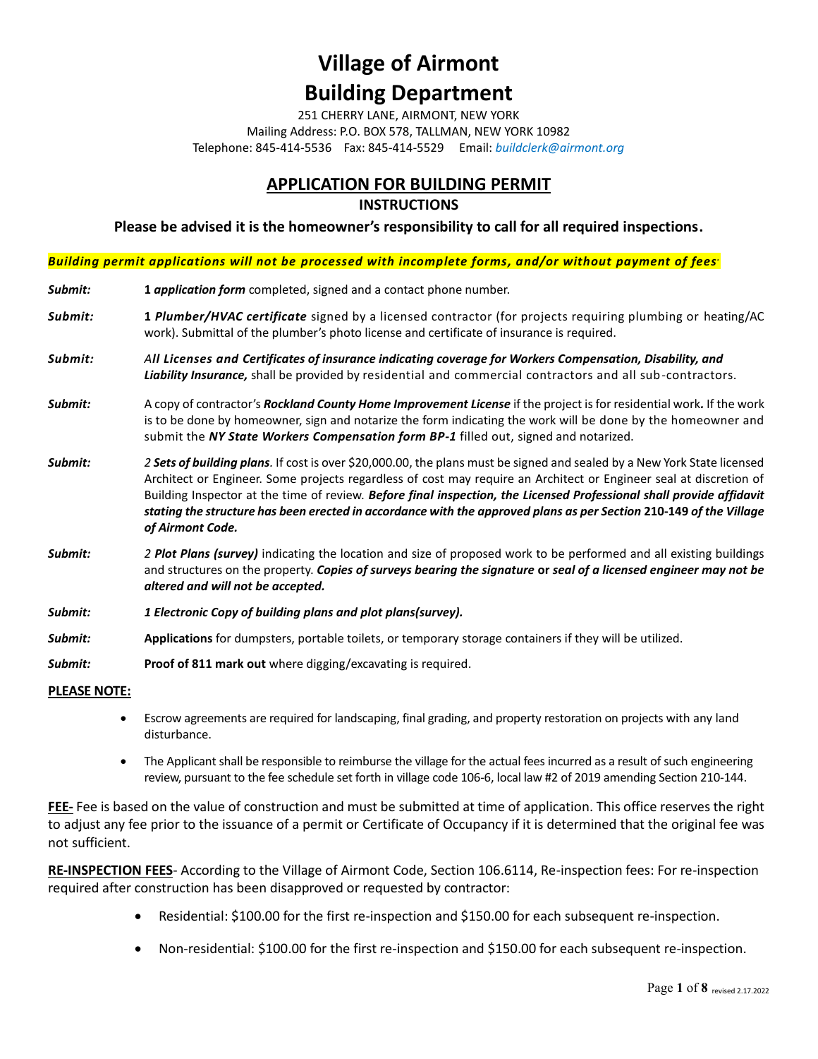# Village of Airmont
# Building Department

251 CHERRY LANE, AIRMONT, NEW YORK
Mailing Address: P.O. BOX 578, TALLMAN, NEW YORK 10982
Telephone: 845-414-5536 Fax: 845-414-5529 Email: *buildclerk@airmont.org*

## APPLICATION FOR BUILDING PERMIT

### INSTRUCTIONS

**Please be advised it is the homeowner's responsibility to call for all required inspections.**

***Building permit applications will not be processed with incomplete forms, and/or without payment of fees.***

***Submit:*** **1** ***application form*** completed, signed and a contact phone number.

***Submit:*** **1** ***Plumber/HVAC certificate*** signed by a licensed contractor (for projects requiring plumbing or heating/AC work). Submittal of the plumber's photo license and certificate of insurance is required.

***Submit:*** *All **Licenses and Certificates of insurance indicating coverage for Workers Compensation, Disability, and Liability Insurance,*** shall be provided by residential and commercial contractors and all sub-contractors.

***Submit:*** A copy of contractor's ***Rockland County Home Improvement License*** if the project is for residential work**.** If the work is to be done by homeowner, sign and notarize the form indicating the work will be done by the homeowner and submit the ***NY State Workers Compensation form BP-1*** filled out, signed and notarized.

***Submit:*** *2 **Sets of building plans**.* If cost is over $20,000.00, the plans must be signed and sealed by a New York State licensed Architect or Engineer. Some projects regardless of cost may require an Architect or Engineer seal at discretion of Building Inspector at the time of review. ***Before final inspection, the Licensed Professional shall provide affidavit stating the structure has been erected in accordance with the approved plans as per Section 210-149 of the Village of Airmont Code.***

***Submit:*** *2 **Plot Plans (survey)*** indicating the location and size of proposed work to be performed and all existing buildings and structures on the property. ***Copies of surveys bearing the signature or seal of a licensed engineer may not be altered and will not be accepted.***

***Submit:*** ***1 Electronic Copy of building plans and plot plans(survey).***

***Submit:*** **Applications** for dumpsters, portable toilets, or temporary storage containers if they will be utilized.

***Submit:*** **Proof of 811 mark out** where digging/excavating is required.

**PLEASE NOTE:**

- Escrow agreements are required for landscaping, final grading, and property restoration on projects with any land disturbance.
- The Applicant shall be responsible to reimburse the village for the actual fees incurred as a result of such engineering review, pursuant to the fee schedule set forth in village code 106-6, local law #2 of 2019 amending Section 210-144.

**FEE-** Fee is based on the value of construction and must be submitted at time of application. This office reserves the right to adjust any fee prior to the issuance of a permit or Certificate of Occupancy if it is determined that the original fee was not sufficient.

**RE-INSPECTION FEES**- According to the Village of Airmont Code, Section 106.6114, Re-inspection fees: For re-inspection required after construction has been disapproved or requested by contractor:

- Residential: $100.00 for the first re-inspection and $150.00 for each subsequent re-inspection.
- Non-residential: $100.00 for the first re-inspection and $150.00 for each subsequent re-inspection.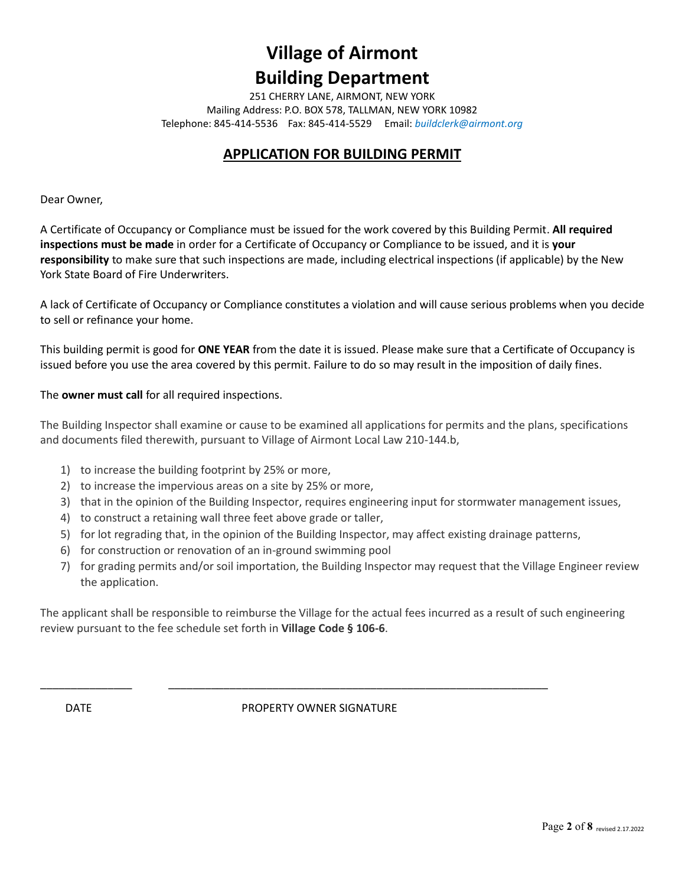# Village of Airmont
# Building Department

251 CHERRY LANE, AIRMONT, NEW YORK
Mailing Address: P.O. BOX 578, TALLMAN, NEW YORK 10982
Telephone: 845-414-5536    Fax: 845-414-5529    Email: *buildclerk@airmont.org*

## APPLICATION FOR BUILDING PERMIT

Dear Owner,

A Certificate of Occupancy or Compliance must be issued for the work covered by this Building Permit. **All required inspections must be made** in order for a Certificate of Occupancy or Compliance to be issued, and it is **your responsibility** to make sure that such inspections are made, including electrical inspections (if applicable) by the New York State Board of Fire Underwriters.

A lack of Certificate of Occupancy or Compliance constitutes a violation and will cause serious problems when you decide to sell or refinance your home.

This building permit is good for **ONE YEAR** from the date it is issued. Please make sure that a Certificate of Occupancy is issued before you use the area covered by this permit. Failure to do so may result in the imposition of daily fines.

The **owner must call** for all required inspections.

The Building Inspector shall examine or cause to be examined all applications for permits and the plans, specifications and documents filed therewith, pursuant to Village of Airmont Local Law 210-144.b,

1) to increase the building footprint by 25% or more,
2) to increase the impervious areas on a site by 25% or more,
3) that in the opinion of the Building Inspector, requires engineering input for stormwater management issues,
4) to construct a retaining wall three feet above grade or taller,
5) for lot regrading that, in the opinion of the Building Inspector, may affect existing drainage patterns,
6) for construction or renovation of an in-ground swimming pool
7) for grading permits and/or soil importation, the Building Inspector may request that the Village Engineer review the application.

The applicant shall be responsible to reimburse the Village for the actual fees incurred as a result of such engineering review pursuant to the fee schedule set forth in **Village Code § 106-6**.

_______________          _________________________________________________________________

DATE                                        PROPERTY OWNER SIGNATURE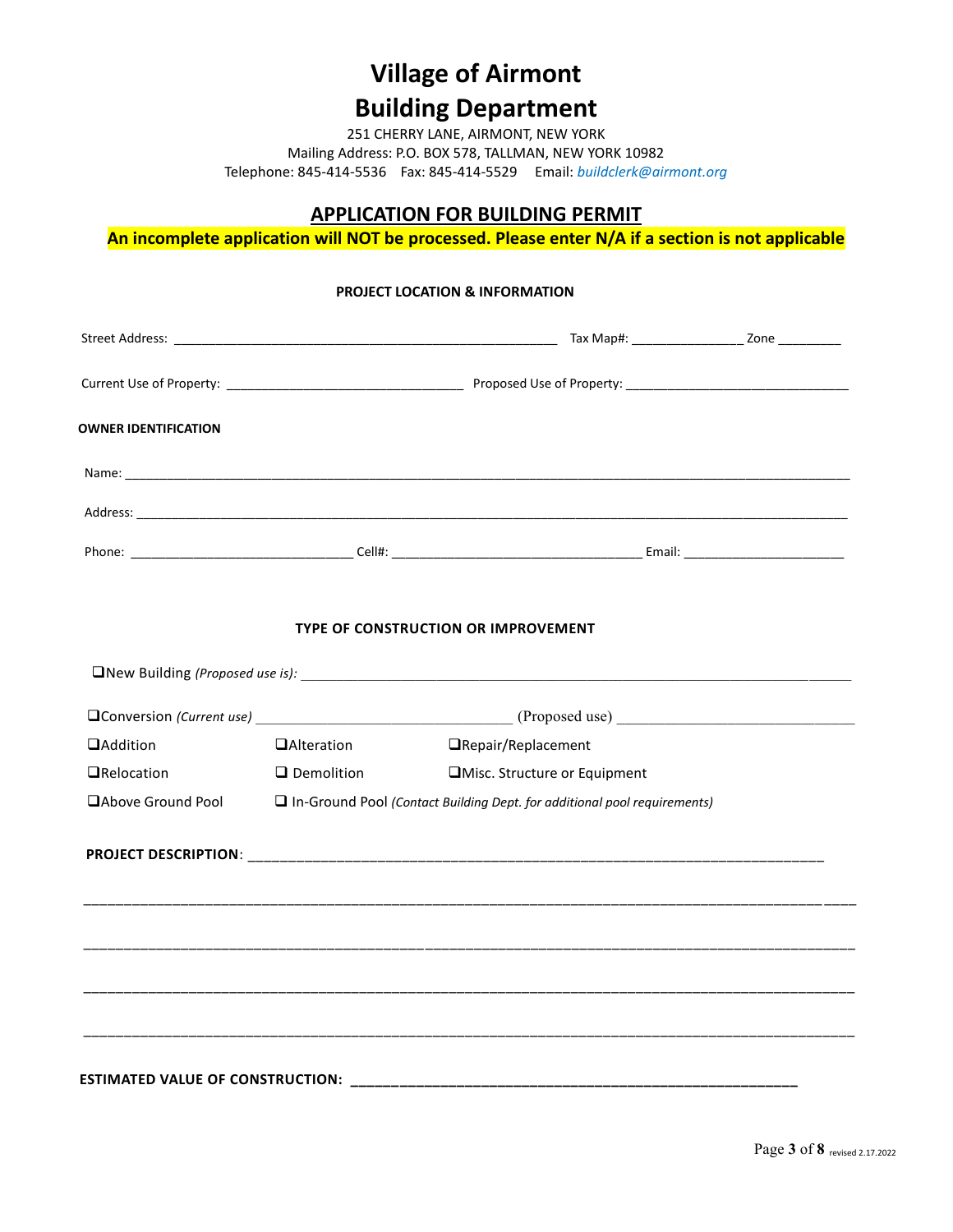# Village of Airmont

# Building Department

251 CHERRY LANE, AIRMONT, NEW YORK
Mailing Address: P.O. BOX 578, TALLMAN, NEW YORK 10982
Telephone: 845-414-5536 Fax: 845-414-5529 Email: *buildclerk@airmont.org*

## APPLICATION FOR BUILDING PERMIT

**An incomplete application will NOT be processed. Please enter N/A if a section is not applicable**

### PROJECT LOCATION & INFORMATION

Street Address: ______________________________________________________ Tax Map#: _______________ Zone _________

Current Use of Property: _________________________________ Proposed Use of Property: _______________________________

**OWNER IDENTIFICATION**

Name: ____________________________________________________________________________________________________

Address: __________________________________________________________________________________________________

Phone: _______________________________ Cell#: ___________________________________ Email: ______________________

### TYPE OF CONSTRUCTION OR IMPROVEMENT

❑ New Building *(Proposed use is):* ________________________________________________________________________

❑ Conversion *(Current use)* __________________________________ (Proposed use) _________________________________

❑ Addition ❑ Alteration ❑ Repair/Replacement

❑ Relocation ❑ Demolition ❑ Misc. Structure or Equipment

❑ Above Ground Pool ❑ In-Ground Pool *(Contact Building Dept. for additional pool requirements)*

**PROJECT DESCRIPTION**: ____________________________________________________________________________

_______________________________________________________________________________________________________

_______________________________________________________________________________________________________

_______________________________________________________________________________________________________

_______________________________________________________________________________________________________

**ESTIMATED VALUE OF CONSTRUCTION: ______________________________________________________________**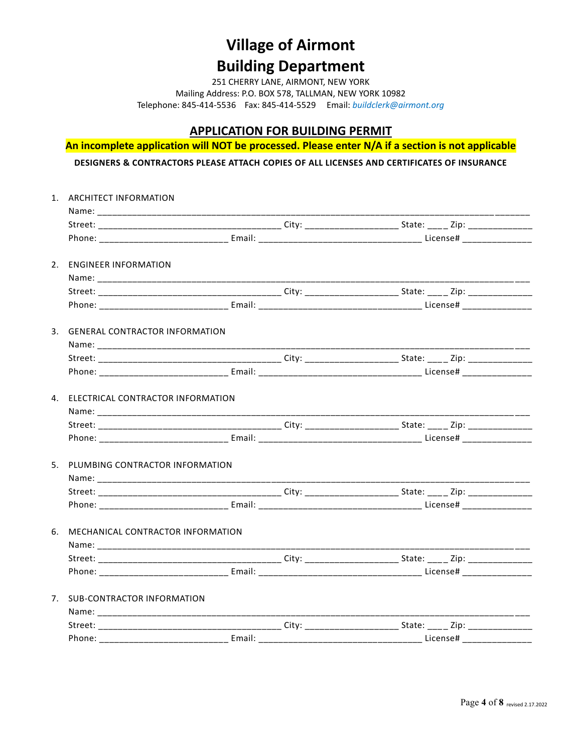# Village of Airmont

# Building Department

251 CHERRY LANE, AIRMONT, NEW YORK
Mailing Address: P.O. BOX 578, TALLMAN, NEW YORK 10982
Telephone: 845-414-5536 Fax: 845-414-5529 Email: *buildclerk@airmont.org*

## APPLICATION FOR BUILDING PERMIT

**An incomplete application will NOT be processed. Please enter N/A if a section is not applicable**

**DESIGNERS & CONTRACTORS PLEASE ATTACH COPIES OF ALL LICENSES AND CERTIFICATES OF INSURANCE**

1. ARCHITECT INFORMATION
   Name: ______________________________________________________________________
   Street: ______________________________ City: ________________ State: ____ Zip: ____________
   Phone: _____________________ Email: ___________________________ License# ____________

2. ENGINEER INFORMATION
   Name: ______________________________________________________________________
   Street: ______________________________ City: ________________ State: ____ Zip: ____________
   Phone: _____________________ Email: ___________________________ License# ____________

3. GENERAL CONTRACTOR INFORMATION
   Name: ______________________________________________________________________
   Street: ______________________________ City: ________________ State: ____ Zip: ____________
   Phone: _____________________ Email: ___________________________ License# ____________

4. ELECTRICAL CONTRACTOR INFORMATION
   Name: ______________________________________________________________________
   Street: ______________________________ City: ________________ State: ____ Zip: ____________
   Phone: _____________________ Email: ___________________________ License# ____________

5. PLUMBING CONTRACTOR INFORMATION
   Name: ______________________________________________________________________
   Street: ______________________________ City: ________________ State: ____ Zip: ____________
   Phone: _____________________ Email: ___________________________ License# ____________

6. MECHANICAL CONTRACTOR INFORMATION
   Name: ______________________________________________________________________
   Street: ______________________________ City: ________________ State: ____ Zip: ____________
   Phone: _____________________ Email: ___________________________ License# ____________

7. SUB-CONTRACTOR INFORMATION
   Name: ______________________________________________________________________
   Street: ______________________________ City: ________________ State: ____ Zip: ____________
   Phone: _____________________ Email: ___________________________ License# ____________

revised 2.17.2022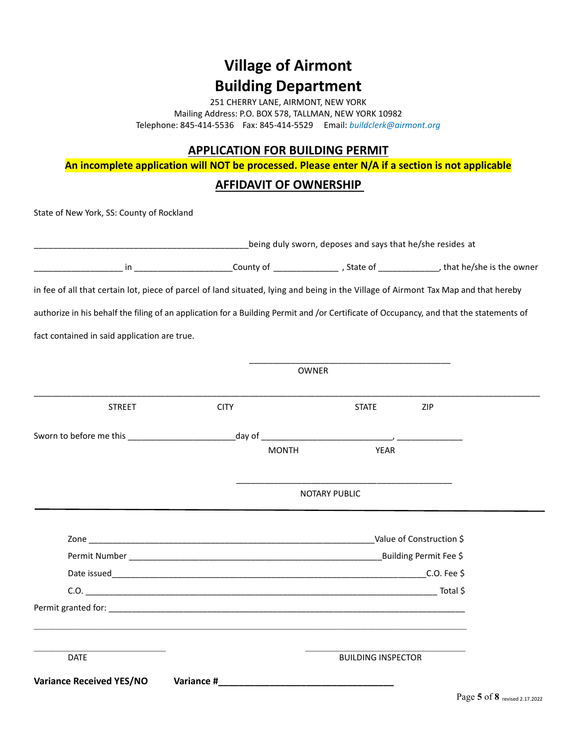# Village of Airmont
# Building Department

251 CHERRY LANE, AIRMONT, NEW YORK
Mailing Address: P.O. BOX 578, TALLMAN, NEW YORK 10982
Telephone: 845-414-5536 Fax: 845-414-5529 Email: *buildclerk@airmont.org*

## APPLICATION FOR BUILDING PERMIT

**An incomplete application will NOT be processed. Please enter N/A if a section is not applicable**

## AFFIDAVIT OF OWNERSHIP

State of New York, SS: County of Rockland

______________________________________________being duly sworn, deposes and says that he/she resides at

__________________ in ____________________County of _____________ , State of _____________, that he/she is the owner

in fee of all that certain lot, piece of parcel of land situated, lying and being in the Village of Airmont Tax Map and that hereby

authorize in his behalf the filing of an application for a Building Permit and /or Certificate of Occupancy, and that the statements of

fact contained in said application are true.

__________________________________________
OWNER

______________________________________________________________________________________________________
STREET CITY STATE ZIP

Sworn to before me this ______________________day of ___________________________, ______________
MONTH YEAR

______________________________________________
NOTARY PUBLIC

---

Zone ___________________________________________________________Value of Construction $

Permit Number _____________________________________________________Building Permit Fee $

Date issued____________________________________________________________________C.O. Fee $

C.O. ___________________________________________________________________________ Total $

Permit granted for: ________________________________________________________________________________

______________________________________________________________________________________________

____________________________ ____________________________________
DATE BUILDING INSPECTOR

**Variance Received YES/NO** **Variance #____________________________________**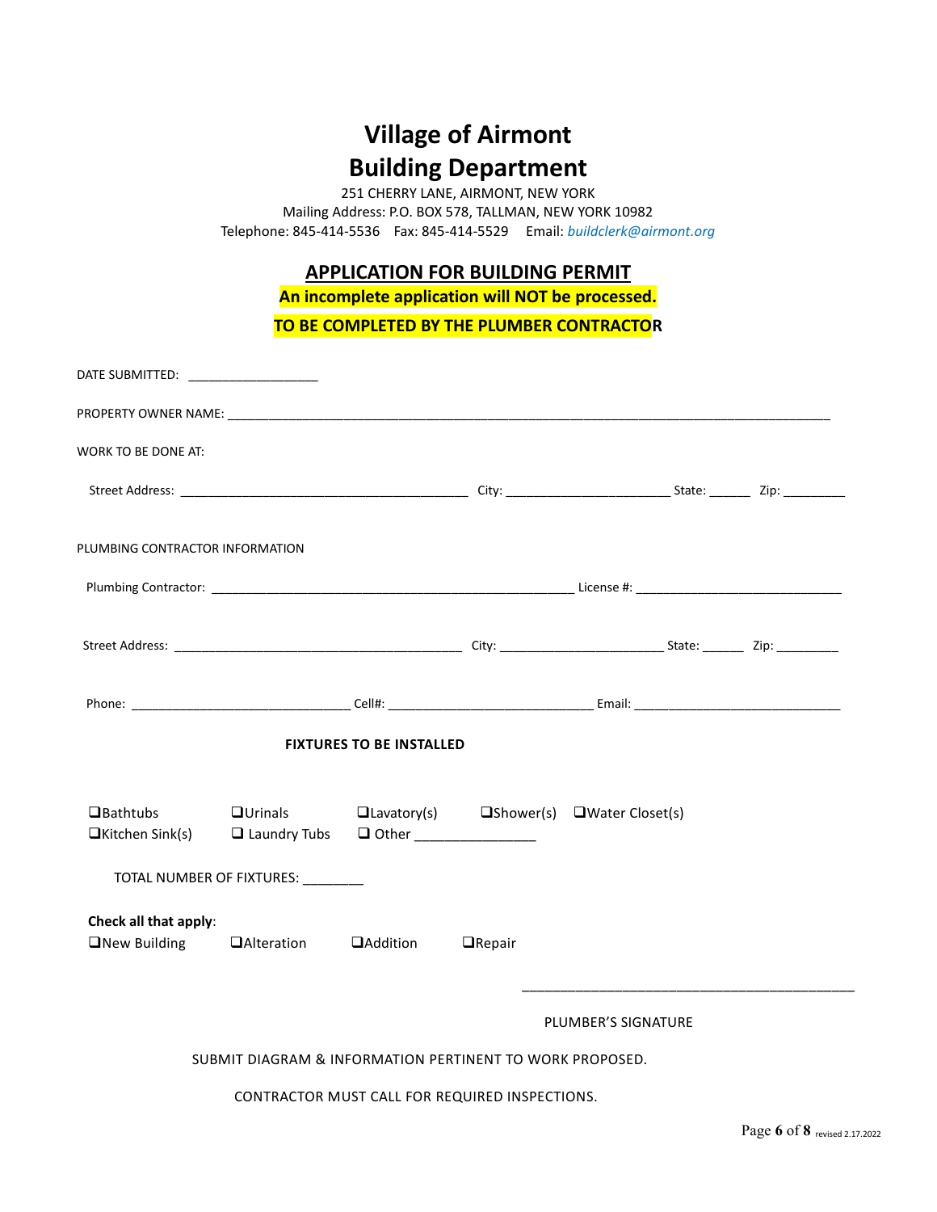# Village of Airmont
# Building Department

251 CHERRY LANE, AIRMONT, NEW YORK
Mailing Address: P.O. BOX 578, TALLMAN, NEW YORK 10982
Telephone: 845-414-5536 Fax: 845-414-5529 Email: *buildclerk@airmont.org*

## APPLICATION FOR BUILDING PERMIT

**An incomplete application will NOT be processed.**

**TO BE COMPLETED BY THE PLUMBER CONTRACTOR**

DATE SUBMITTED: ___________________

PROPERTY OWNER NAME: ___________________________________________________________________________

WORK TO BE DONE AT:

Street Address: __________________________________________ City: ________________________ State: ______ Zip: _________

PLUMBING CONTRACTOR INFORMATION

Plumbing Contractor: _____________________________________________________ License #: ______________________________

Street Address: __________________________________________ City: ________________________ State: ______ Zip: _________

Phone: ________________________________ Cell#: ______________________________ Email: ______________________________

**FIXTURES TO BE INSTALLED**

❑Bathtubs ❑Urinals ❑Lavatory(s) ❑Shower(s) ❑Water Closet(s)
❑Kitchen Sink(s) ❑ Laundry Tubs ❑ Other ________________

TOTAL NUMBER OF FIXTURES: ________

**Check all that apply**:
❑New Building ❑Alteration ❑Addition ❑Repair

_______________________________________________

PLUMBER'S SIGNATURE

SUBMIT DIAGRAM & INFORMATION PERTINENT TO WORK PROPOSED.

CONTRACTOR MUST CALL FOR REQUIRED INSPECTIONS.

revised 2.17.2022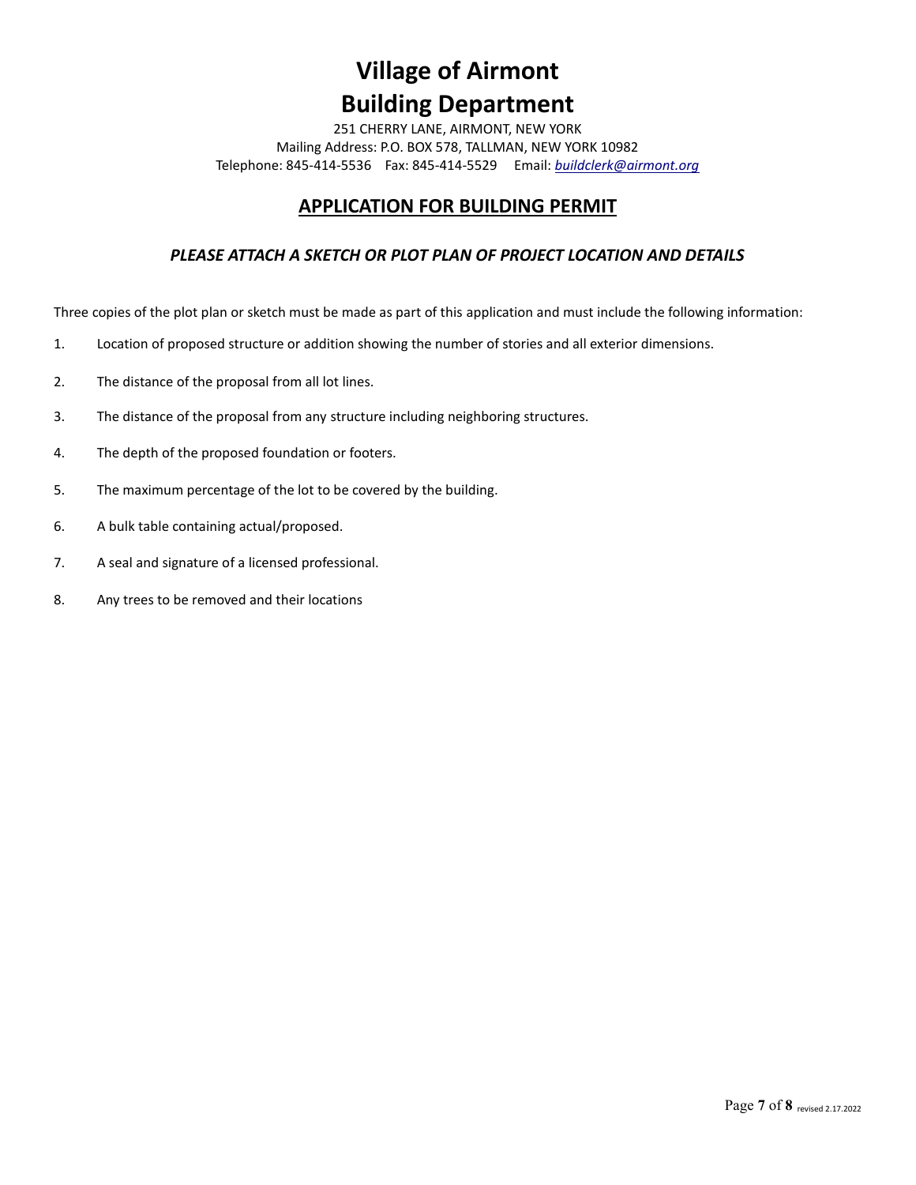# Village of Airmont
# Building Department

251 CHERRY LANE, AIRMONT, NEW YORK
Mailing Address: P.O. BOX 578, TALLMAN, NEW YORK 10982
Telephone: 845-414-5536 Fax: 845-414-5529 Email: *buildclerk@airmont.org*

## APPLICATION FOR BUILDING PERMIT

### *PLEASE ATTACH A SKETCH OR PLOT PLAN OF PROJECT LOCATION AND DETAILS*

Three copies of the plot plan or sketch must be made as part of this application and must include the following information:

1. Location of proposed structure or addition showing the number of stories and all exterior dimensions.
2. The distance of the proposal from all lot lines.
3. The distance of the proposal from any structure including neighboring structures.
4. The depth of the proposed foundation or footers.
5. The maximum percentage of the lot to be covered by the building.
6. A bulk table containing actual/proposed.
7. A seal and signature of a licensed professional.
8. Any trees to be removed and their locations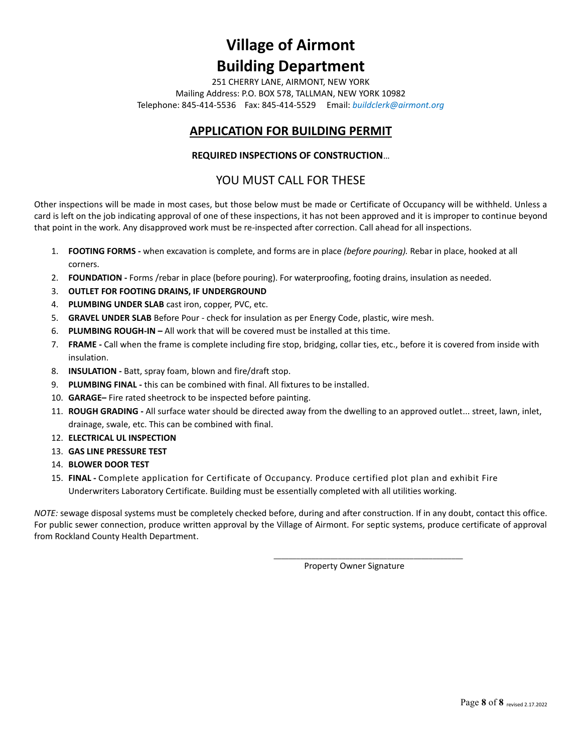# Village of Airmont
# Building Department

251 CHERRY LANE, AIRMONT, NEW YORK
Mailing Address: P.O. BOX 578, TALLMAN, NEW YORK 10982
Telephone: 845-414-5536 Fax: 845-414-5529 Email: *buildclerk@airmont.org*

## APPLICATION FOR BUILDING PERMIT

**REQUIRED INSPECTIONS OF CONSTRUCTION**…

### YOU MUST CALL FOR THESE

Other inspections will be made in most cases, but those below must be made or Certificate of Occupancy will be withheld. Unless a card is left on the job indicating approval of one of these inspections, it has not been approved and it is improper to continue beyond that point in the work. Any disapproved work must be re-inspected after correction. Call ahead for all inspections.

1. **FOOTING FORMS -** when excavation is complete, and forms are in place *(before pouring).* Rebar in place, hooked at all corners.
2. **FOUNDATION -** Forms /rebar in place (before pouring). For waterproofing, footing drains, insulation as needed.
3. **OUTLET FOR FOOTING DRAINS, IF UNDERGROUND**
4. **PLUMBING UNDER SLAB** cast iron, copper, PVC, etc.
5. **GRAVEL UNDER SLAB** Before Pour - check for insulation as per Energy Code, plastic, wire mesh.
6. **PLUMBING ROUGH-IN –** All work that will be covered must be installed at this time.
7. **FRAME -** Call when the frame is complete including fire stop, bridging, collar ties, etc., before it is covered from inside with insulation.
8. **INSULATION -** Batt, spray foam, blown and fire/draft stop.
9. **PLUMBING FINAL -** this can be combined with final. All fixtures to be installed.
10. **GARAGE–** Fire rated sheetrock to be inspected before painting.
11. **ROUGH GRADING -** All surface water should be directed away from the dwelling to an approved outlet... street, lawn, inlet, drainage, swale, etc. This can be combined with final.
12. **ELECTRICAL UL INSPECTION**
13. **GAS LINE PRESSURE TEST**
14. **BLOWER DOOR TEST**
15. **FINAL -** Complete application for Certificate of Occupancy. Produce certified plot plan and exhibit Fire Underwriters Laboratory Certificate. Building must be essentially completed with all utilities working.

*NOTE:* sewage disposal systems must be completely checked before, during and after construction. If in any doubt, contact this office. For public sewer connection, produce written approval by the Village of Airmont. For septic systems, produce certificate of approval from Rockland County Health Department.

\_\_\_\_\_\_\_\_\_\_\_\_\_\_\_\_\_\_\_\_\_\_\_\_\_\_\_\_\_\_\_\_\_\_\_\_\_\_\_\_
Property Owner Signature

revised 2.17.2022